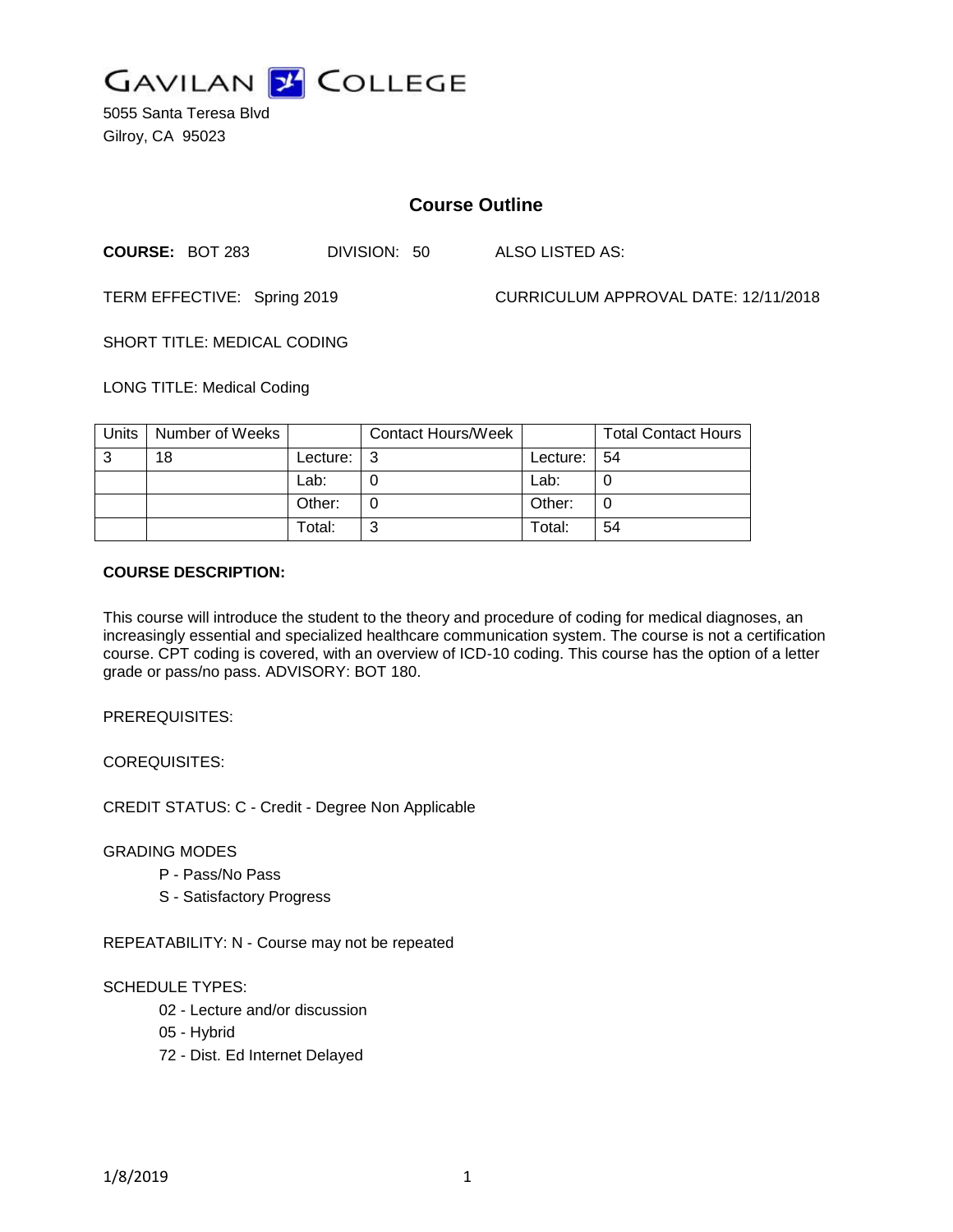GAVILAN COLLEGE

5055 Santa Teresa Blvd
Gilroy, CA 95023

# Course Outline

**COURSE:** BOT 283 DIVISION: 50 ALSO LISTED AS:

TERM EFFECTIVE: Spring 2019 CURRICULUM APPROVAL DATE: 12/11/2018

SHORT TITLE: MEDICAL CODING

LONG TITLE: Medical Coding

| Units | Number of Weeks | | Contact Hours/Week | | Total Contact Hours |
|---|---|---|---|---|---|
| 3 | 18 | Lecture: | 3 | Lecture: | 54 |
| | | Lab: | 0 | Lab: | 0 |
| | | Other: | 0 | Other: | 0 |
| | | Total: | 3 | Total: | 54 |

**COURSE DESCRIPTION:**

This course will introduce the student to the theory and procedure of coding for medical diagnoses, an increasingly essential and specialized healthcare communication system. The course is not a certification course. CPT coding is covered, with an overview of ICD-10 coding. This course has the option of a letter grade or pass/no pass. ADVISORY: BOT 180.

PREREQUISITES:

COREQUISITES:

CREDIT STATUS: C - Credit - Degree Non Applicable

GRADING MODES

- P - Pass/No Pass
- S - Satisfactory Progress

REPEATABILITY: N - Course may not be repeated

SCHEDULE TYPES:

- 02 - Lecture and/or discussion
- 05 - Hybrid
- 72 - Dist. Ed Internet Delayed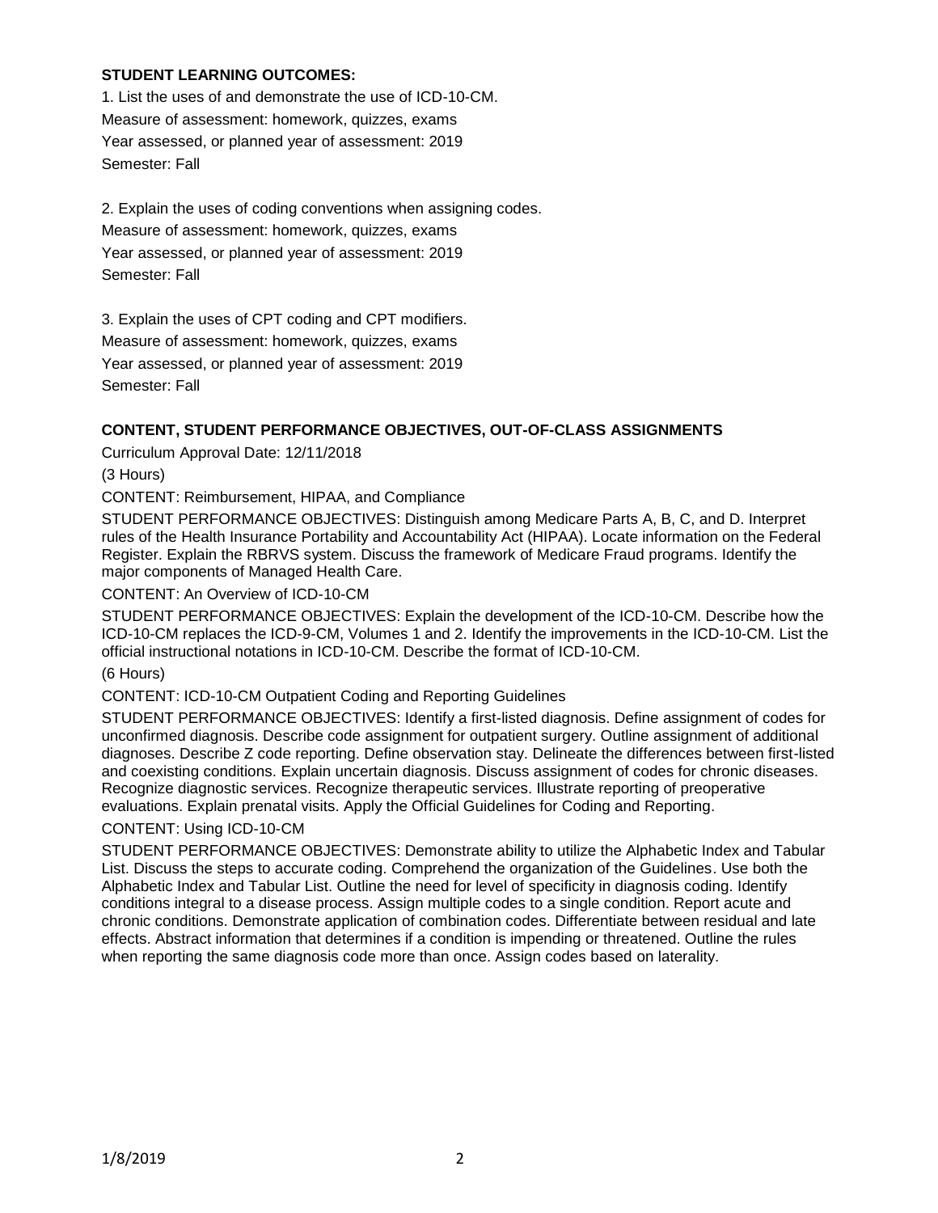**STUDENT LEARNING OUTCOMES:**

1. List the uses of and demonstrate the use of ICD-10-CM.
Measure of assessment: homework, quizzes, exams
Year assessed, or planned year of assessment: 2019
Semester: Fall

2. Explain the uses of coding conventions when assigning codes.
Measure of assessment: homework, quizzes, exams
Year assessed, or planned year of assessment: 2019
Semester: Fall

3. Explain the uses of CPT coding and CPT modifiers.
Measure of assessment: homework, quizzes, exams
Year assessed, or planned year of assessment: 2019
Semester: Fall

**CONTENT, STUDENT PERFORMANCE OBJECTIVES, OUT-OF-CLASS ASSIGNMENTS**

Curriculum Approval Date: 12/11/2018

(3 Hours)

CONTENT: Reimbursement, HIPAA, and Compliance

STUDENT PERFORMANCE OBJECTIVES: Distinguish among Medicare Parts A, B, C, and D. Interpret rules of the Health Insurance Portability and Accountability Act (HIPAA). Locate information on the Federal Register. Explain the RBRVS system. Discuss the framework of Medicare Fraud programs. Identify the major components of Managed Health Care.

CONTENT: An Overview of ICD-10-CM

STUDENT PERFORMANCE OBJECTIVES: Explain the development of the ICD-10-CM. Describe how the ICD-10-CM replaces the ICD-9-CM, Volumes 1 and 2. Identify the improvements in the ICD-10-CM. List the official instructional notations in ICD-10-CM. Describe the format of ICD-10-CM.

(6 Hours)

CONTENT: ICD-10-CM Outpatient Coding and Reporting Guidelines

STUDENT PERFORMANCE OBJECTIVES: Identify a first-listed diagnosis. Define assignment of codes for unconfirmed diagnosis. Describe code assignment for outpatient surgery. Outline assignment of additional diagnoses. Describe Z code reporting. Define observation stay. Delineate the differences between first-listed and coexisting conditions. Explain uncertain diagnosis. Discuss assignment of codes for chronic diseases. Recognize diagnostic services. Recognize therapeutic services. Illustrate reporting of preoperative evaluations. Explain prenatal visits. Apply the Official Guidelines for Coding and Reporting.

CONTENT: Using ICD-10-CM

STUDENT PERFORMANCE OBJECTIVES: Demonstrate ability to utilize the Alphabetic Index and Tabular List. Discuss the steps to accurate coding. Comprehend the organization of the Guidelines. Use both the Alphabetic Index and Tabular List. Outline the need for level of specificity in diagnosis coding. Identify conditions integral to a disease process. Assign multiple codes to a single condition. Report acute and chronic conditions. Demonstrate application of combination codes. Differentiate between residual and late effects. Abstract information that determines if a condition is impending or threatened. Outline the rules when reporting the same diagnosis code more than once. Assign codes based on laterality.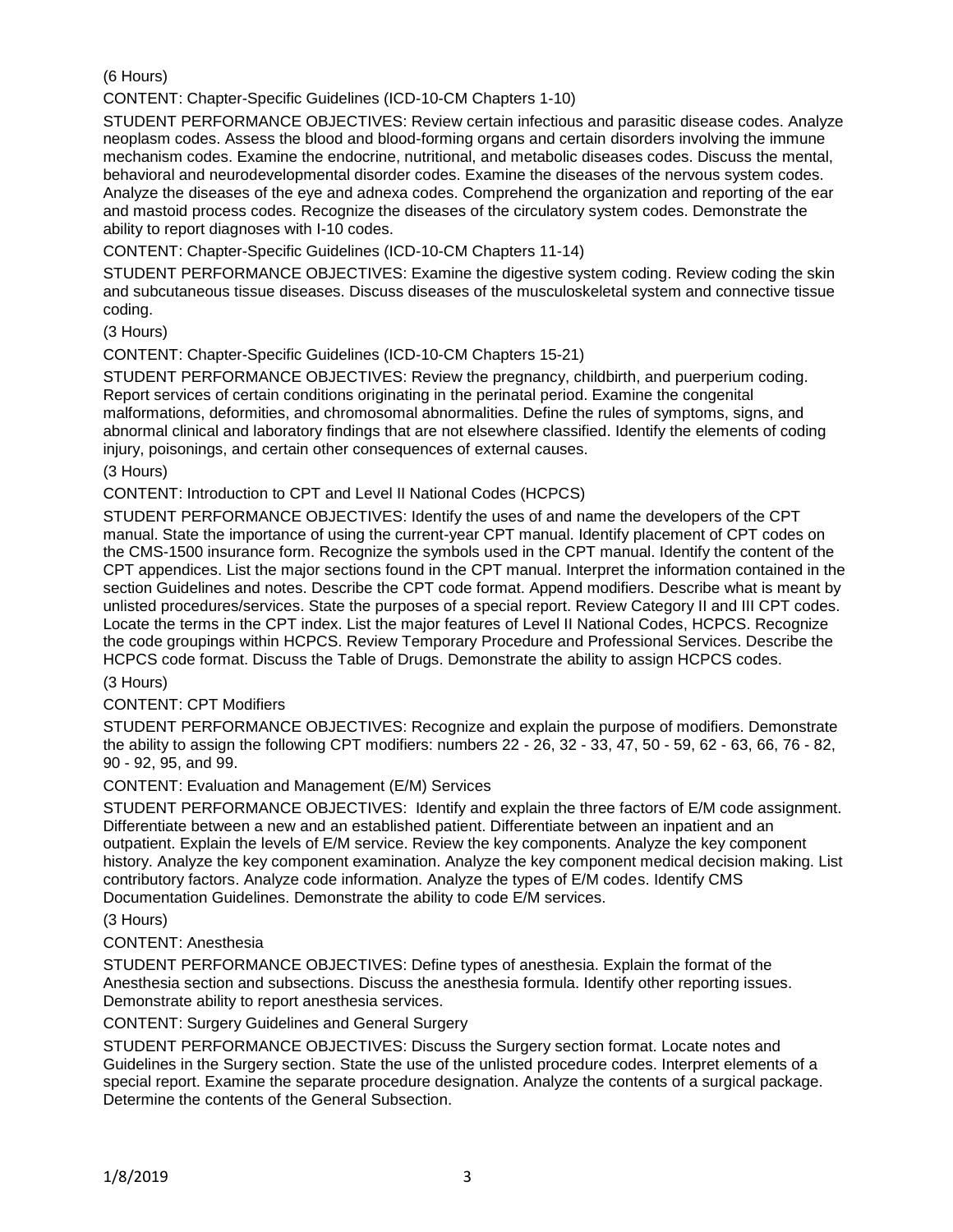(6 Hours)

CONTENT: Chapter-Specific Guidelines (ICD-10-CM Chapters 1-10)

STUDENT PERFORMANCE OBJECTIVES: Review certain infectious and parasitic disease codes. Analyze neoplasm codes. Assess the blood and blood-forming organs and certain disorders involving the immune mechanism codes. Examine the endocrine, nutritional, and metabolic diseases codes. Discuss the mental, behavioral and neurodevelopmental disorder codes. Examine the diseases of the nervous system codes. Analyze the diseases of the eye and adnexa codes. Comprehend the organization and reporting of the ear and mastoid process codes. Recognize the diseases of the circulatory system codes. Demonstrate the ability to report diagnoses with I-10 codes.

CONTENT: Chapter-Specific Guidelines (ICD-10-CM Chapters 11-14)

STUDENT PERFORMANCE OBJECTIVES: Examine the digestive system coding. Review coding the skin and subcutaneous tissue diseases. Discuss diseases of the musculoskeletal system and connective tissue coding.

(3 Hours)

CONTENT: Chapter-Specific Guidelines (ICD-10-CM Chapters 15-21)

STUDENT PERFORMANCE OBJECTIVES: Review the pregnancy, childbirth, and puerperium coding. Report services of certain conditions originating in the perinatal period. Examine the congenital malformations, deformities, and chromosomal abnormalities. Define the rules of symptoms, signs, and abnormal clinical and laboratory findings that are not elsewhere classified. Identify the elements of coding injury, poisonings, and certain other consequences of external causes.

(3 Hours)

CONTENT: Introduction to CPT and Level II National Codes (HCPCS)

STUDENT PERFORMANCE OBJECTIVES: Identify the uses of and name the developers of the CPT manual. State the importance of using the current-year CPT manual. Identify placement of CPT codes on the CMS-1500 insurance form. Recognize the symbols used in the CPT manual. Identify the content of the CPT appendices. List the major sections found in the CPT manual. Interpret the information contained in the section Guidelines and notes. Describe the CPT code format. Append modifiers. Describe what is meant by unlisted procedures/services. State the purposes of a special report. Review Category II and III CPT codes. Locate the terms in the CPT index. List the major features of Level II National Codes, HCPCS. Recognize the code groupings within HCPCS. Review Temporary Procedure and Professional Services. Describe the HCPCS code format. Discuss the Table of Drugs. Demonstrate the ability to assign HCPCS codes.

(3 Hours)

CONTENT: CPT Modifiers

STUDENT PERFORMANCE OBJECTIVES: Recognize and explain the purpose of modifiers. Demonstrate the ability to assign the following CPT modifiers: numbers 22 - 26, 32 - 33, 47, 50 - 59, 62 - 63, 66, 76 - 82, 90 - 92, 95, and 99.

CONTENT: Evaluation and Management (E/M) Services

STUDENT PERFORMANCE OBJECTIVES: Identify and explain the three factors of E/M code assignment. Differentiate between a new and an established patient. Differentiate between an inpatient and an outpatient. Explain the levels of E/M service. Review the key components. Analyze the key component history. Analyze the key component examination. Analyze the key component medical decision making. List contributory factors. Analyze code information. Analyze the types of E/M codes. Identify CMS Documentation Guidelines. Demonstrate the ability to code E/M services.

(3 Hours)

CONTENT: Anesthesia

STUDENT PERFORMANCE OBJECTIVES: Define types of anesthesia. Explain the format of the Anesthesia section and subsections. Discuss the anesthesia formula. Identify other reporting issues. Demonstrate ability to report anesthesia services.

CONTENT: Surgery Guidelines and General Surgery

STUDENT PERFORMANCE OBJECTIVES: Discuss the Surgery section format. Locate notes and Guidelines in the Surgery section. State the use of the unlisted procedure codes. Interpret elements of a special report. Examine the separate procedure designation. Analyze the contents of a surgical package. Determine the contents of the General Subsection.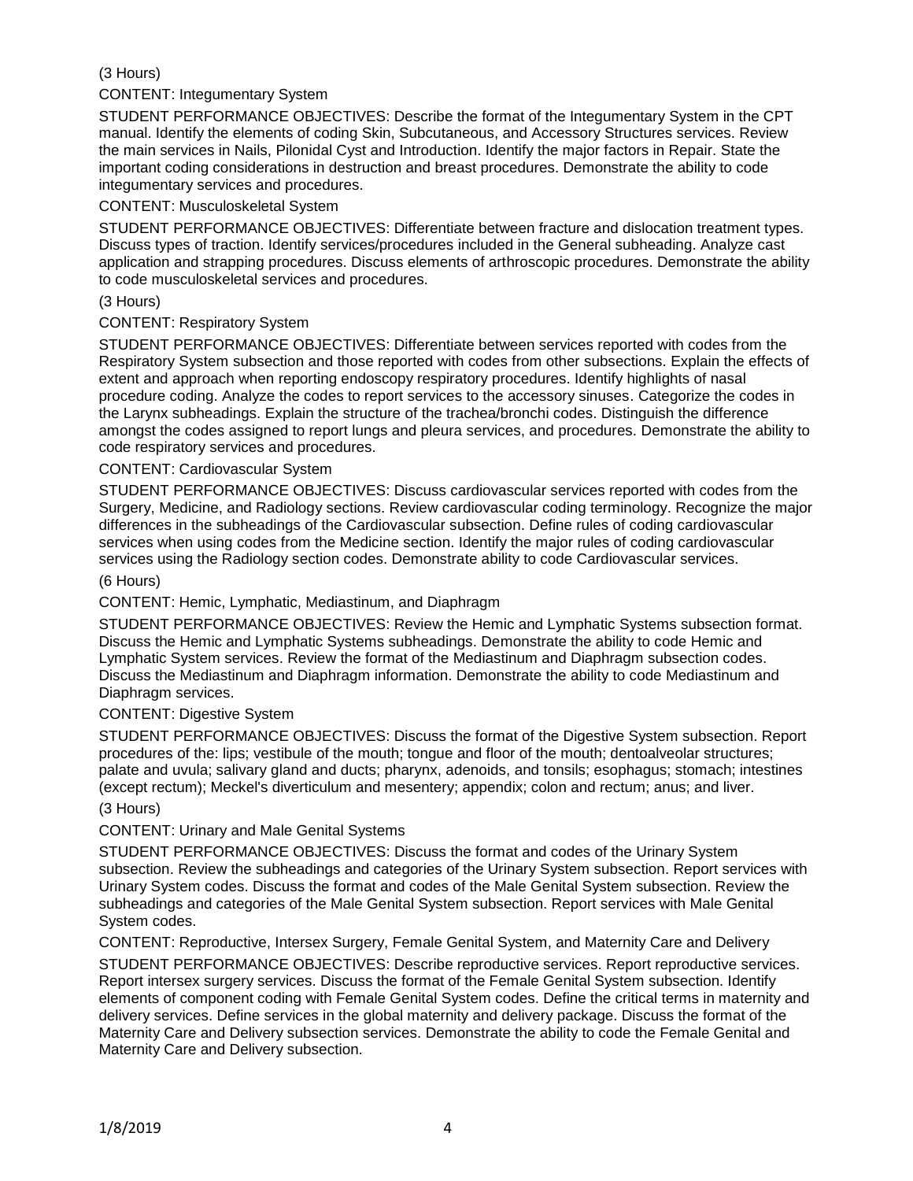(3 Hours)

CONTENT: Integumentary System

STUDENT PERFORMANCE OBJECTIVES: Describe the format of the Integumentary System in the CPT manual. Identify the elements of coding Skin, Subcutaneous, and Accessory Structures services. Review the main services in Nails, Pilonidal Cyst and Introduction. Identify the major factors in Repair. State the important coding considerations in destruction and breast procedures. Demonstrate the ability to code integumentary services and procedures.

CONTENT: Musculoskeletal System

STUDENT PERFORMANCE OBJECTIVES: Differentiate between fracture and dislocation treatment types. Discuss types of traction. Identify services/procedures included in the General subheading. Analyze cast application and strapping procedures. Discuss elements of arthroscopic procedures. Demonstrate the ability to code musculoskeletal services and procedures.

(3 Hours)

CONTENT: Respiratory System

STUDENT PERFORMANCE OBJECTIVES: Differentiate between services reported with codes from the Respiratory System subsection and those reported with codes from other subsections. Explain the effects of extent and approach when reporting endoscopy respiratory procedures. Identify highlights of nasal procedure coding. Analyze the codes to report services to the accessory sinuses. Categorize the codes in the Larynx subheadings. Explain the structure of the trachea/bronchi codes. Distinguish the difference amongst the codes assigned to report lungs and pleura services, and procedures. Demonstrate the ability to code respiratory services and procedures.

CONTENT: Cardiovascular System

STUDENT PERFORMANCE OBJECTIVES: Discuss cardiovascular services reported with codes from the Surgery, Medicine, and Radiology sections. Review cardiovascular coding terminology. Recognize the major differences in the subheadings of the Cardiovascular subsection. Define rules of coding cardiovascular services when using codes from the Medicine section. Identify the major rules of coding cardiovascular services using the Radiology section codes. Demonstrate ability to code Cardiovascular services.

(6 Hours)

CONTENT: Hemic, Lymphatic, Mediastinum, and Diaphragm

STUDENT PERFORMANCE OBJECTIVES: Review the Hemic and Lymphatic Systems subsection format. Discuss the Hemic and Lymphatic Systems subheadings. Demonstrate the ability to code Hemic and Lymphatic System services. Review the format of the Mediastinum and Diaphragm subsection codes. Discuss the Mediastinum and Diaphragm information. Demonstrate the ability to code Mediastinum and Diaphragm services.

CONTENT: Digestive System

STUDENT PERFORMANCE OBJECTIVES: Discuss the format of the Digestive System subsection. Report procedures of the: lips; vestibule of the mouth; tongue and floor of the mouth; dentoalveolar structures; palate and uvula; salivary gland and ducts; pharynx, adenoids, and tonsils; esophagus; stomach; intestines (except rectum); Meckel's diverticulum and mesentery; appendix; colon and rectum; anus; and liver.

(3 Hours)

CONTENT: Urinary and Male Genital Systems

STUDENT PERFORMANCE OBJECTIVES: Discuss the format and codes of the Urinary System subsection. Review the subheadings and categories of the Urinary System subsection. Report services with Urinary System codes. Discuss the format and codes of the Male Genital System subsection. Review the subheadings and categories of the Male Genital System subsection. Report services with Male Genital System codes.

CONTENT: Reproductive, Intersex Surgery, Female Genital System, and Maternity Care and Delivery

STUDENT PERFORMANCE OBJECTIVES: Describe reproductive services. Report reproductive services. Report intersex surgery services. Discuss the format of the Female Genital System subsection. Identify elements of component coding with Female Genital System codes. Define the critical terms in maternity and delivery services. Define services in the global maternity and delivery package. Discuss the format of the Maternity Care and Delivery subsection services. Demonstrate the ability to code the Female Genital and Maternity Care and Delivery subsection.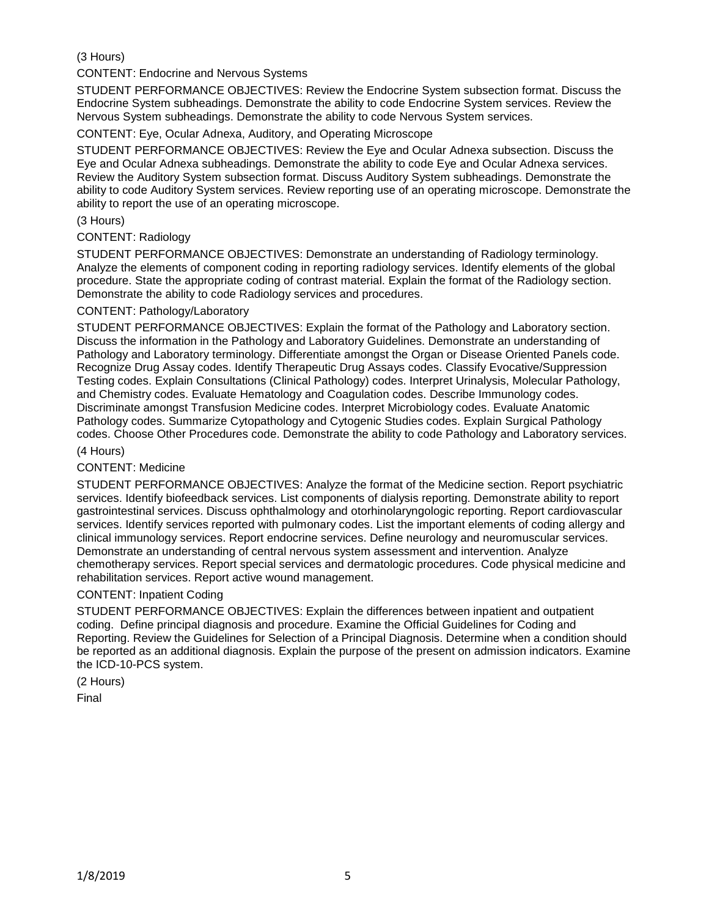(3 Hours)

CONTENT: Endocrine and Nervous Systems

STUDENT PERFORMANCE OBJECTIVES: Review the Endocrine System subsection format. Discuss the Endocrine System subheadings. Demonstrate the ability to code Endocrine System services. Review the Nervous System subheadings. Demonstrate the ability to code Nervous System services.

CONTENT: Eye, Ocular Adnexa, Auditory, and Operating Microscope

STUDENT PERFORMANCE OBJECTIVES: Review the Eye and Ocular Adnexa subsection. Discuss the Eye and Ocular Adnexa subheadings. Demonstrate the ability to code Eye and Ocular Adnexa services. Review the Auditory System subsection format. Discuss Auditory System subheadings. Demonstrate the ability to code Auditory System services. Review reporting use of an operating microscope. Demonstrate the ability to report the use of an operating microscope.

(3 Hours)

CONTENT: Radiology

STUDENT PERFORMANCE OBJECTIVES: Demonstrate an understanding of Radiology terminology. Analyze the elements of component coding in reporting radiology services. Identify elements of the global procedure. State the appropriate coding of contrast material. Explain the format of the Radiology section. Demonstrate the ability to code Radiology services and procedures.

CONTENT: Pathology/Laboratory

STUDENT PERFORMANCE OBJECTIVES: Explain the format of the Pathology and Laboratory section. Discuss the information in the Pathology and Laboratory Guidelines. Demonstrate an understanding of Pathology and Laboratory terminology. Differentiate amongst the Organ or Disease Oriented Panels code. Recognize Drug Assay codes. Identify Therapeutic Drug Assays codes. Classify Evocative/Suppression Testing codes. Explain Consultations (Clinical Pathology) codes. Interpret Urinalysis, Molecular Pathology, and Chemistry codes. Evaluate Hematology and Coagulation codes. Describe Immunology codes. Discriminate amongst Transfusion Medicine codes. Interpret Microbiology codes. Evaluate Anatomic Pathology codes. Summarize Cytopathology and Cytogenic Studies codes. Explain Surgical Pathology codes. Choose Other Procedures code. Demonstrate the ability to code Pathology and Laboratory services.

(4 Hours)

CONTENT: Medicine

STUDENT PERFORMANCE OBJECTIVES: Analyze the format of the Medicine section. Report psychiatric services. Identify biofeedback services. List components of dialysis reporting. Demonstrate ability to report gastrointestinal services. Discuss ophthalmology and otorhinolaryngologic reporting. Report cardiovascular services. Identify services reported with pulmonary codes. List the important elements of coding allergy and clinical immunology services. Report endocrine services. Define neurology and neuromuscular services. Demonstrate an understanding of central nervous system assessment and intervention. Analyze chemotherapy services. Report special services and dermatologic procedures. Code physical medicine and rehabilitation services. Report active wound management.

CONTENT: Inpatient Coding

STUDENT PERFORMANCE OBJECTIVES: Explain the differences between inpatient and outpatient coding. Define principal diagnosis and procedure. Examine the Official Guidelines for Coding and Reporting. Review the Guidelines for Selection of a Principal Diagnosis. Determine when a condition should be reported as an additional diagnosis. Explain the purpose of the present on admission indicators. Examine the ICD-10-PCS system.

(2 Hours)

Final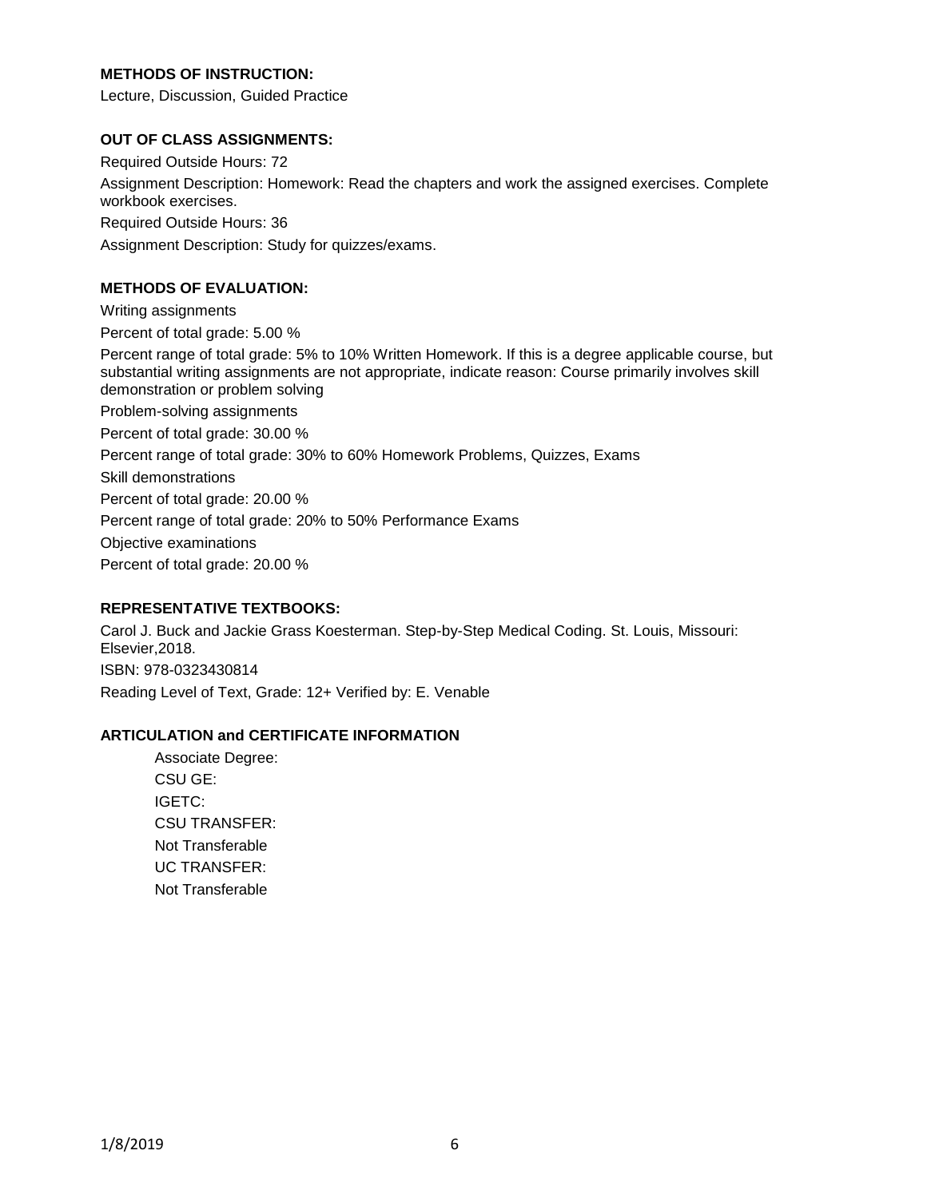**METHODS OF INSTRUCTION:**

Lecture, Discussion, Guided Practice

**OUT OF CLASS ASSIGNMENTS:**

Required Outside Hours: 72

Assignment Description: Homework: Read the chapters and work the assigned exercises. Complete workbook exercises.

Required Outside Hours: 36

Assignment Description: Study for quizzes/exams.

**METHODS OF EVALUATION:**

Writing assignments

Percent of total grade: 5.00 %

Percent range of total grade: 5% to 10% Written Homework. If this is a degree applicable course, but substantial writing assignments are not appropriate, indicate reason: Course primarily involves skill demonstration or problem solving

Problem-solving assignments

Percent of total grade: 30.00 %

Percent range of total grade: 30% to 60% Homework Problems, Quizzes, Exams

Skill demonstrations

Percent of total grade: 20.00 %

Percent range of total grade: 20% to 50% Performance Exams

Objective examinations

Percent of total grade: 20.00 %

**REPRESENTATIVE TEXTBOOKS:**

Carol J. Buck and Jackie Grass Koesterman. Step-by-Step Medical Coding. St. Louis, Missouri: Elsevier,2018.

ISBN: 978-0323430814

Reading Level of Text, Grade: 12+ Verified by: E. Venable

**ARTICULATION and CERTIFICATE INFORMATION**

Associate Degree:
CSU GE:
IGETC:
CSU TRANSFER:
Not Transferable
UC TRANSFER:
Not Transferable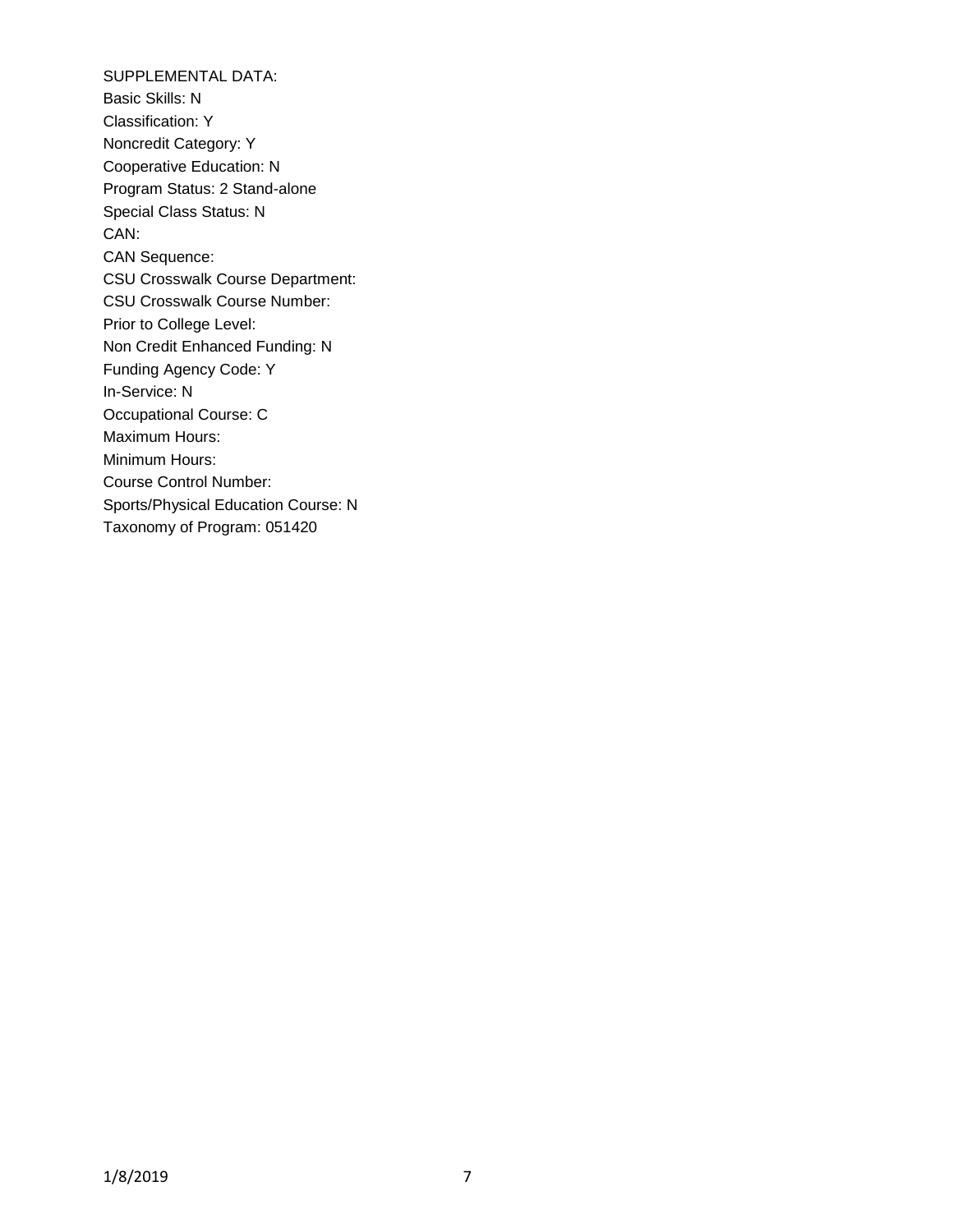SUPPLEMENTAL DATA:
Basic Skills: N
Classification: Y
Noncredit Category: Y
Cooperative Education: N
Program Status: 2 Stand-alone
Special Class Status: N
CAN:
CAN Sequence:
CSU Crosswalk Course Department:
CSU Crosswalk Course Number:
Prior to College Level:
Non Credit Enhanced Funding: N
Funding Agency Code: Y
In-Service: N
Occupational Course: C
Maximum Hours:
Minimum Hours:
Course Control Number:
Sports/Physical Education Course: N
Taxonomy of Program: 051420